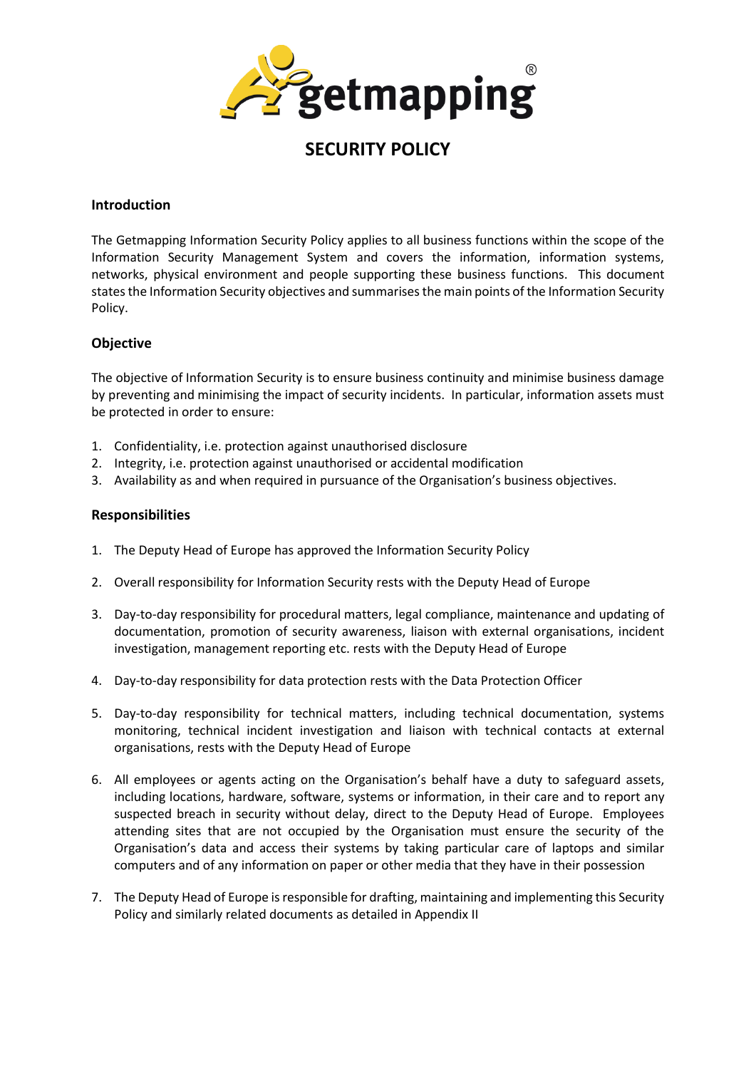# SECURITY POLICY

## Introduction

The Getmapping Information Security Policy applies to all business functions within the scope of the Information Security Management System and covers the information, information systems, networks, physical environment and people supporting these business functions. This document states the Information Security objectives and summarises the main points of the Information Security Policy.

## Objective

The objective of Information Security is to ensure business continuity and minimise business damage by preventing and minimising the impact of security incidents. In particular, information assets must be protected in order to ensure:

1. Confidentiality, i.e. protection against unauthorised disclosure
2. Integrity, i.e. protection against unauthorised or accidental modification
3. Availability as and when required in pursuance of the Organisation's business objectives.

## Responsibilities

1. The Deputy Head of Europe has approved the Information Security Policy

2. Overall responsibility for Information Security rests with the Deputy Head of Europe

3. Day-to-day responsibility for procedural matters, legal compliance, maintenance and updating of documentation, promotion of security awareness, liaison with external organisations, incident investigation, management reporting etc. rests with the Deputy Head of Europe

4. Day-to-day responsibility for data protection rests with the Data Protection Officer

5. Day-to-day responsibility for technical matters, including technical documentation, systems monitoring, technical incident investigation and liaison with technical contacts at external organisations, rests with the Deputy Head of Europe

6. All employees or agents acting on the Organisation's behalf have a duty to safeguard assets, including locations, hardware, software, systems or information, in their care and to report any suspected breach in security without delay, direct to the Deputy Head of Europe. Employees attending sites that are not occupied by the Organisation must ensure the security of the Organisation's data and access their systems by taking particular care of laptops and similar computers and of any information on paper or other media that they have in their possession

7. The Deputy Head of Europe is responsible for drafting, maintaining and implementing this Security Policy and similarly related documents as detailed in Appendix II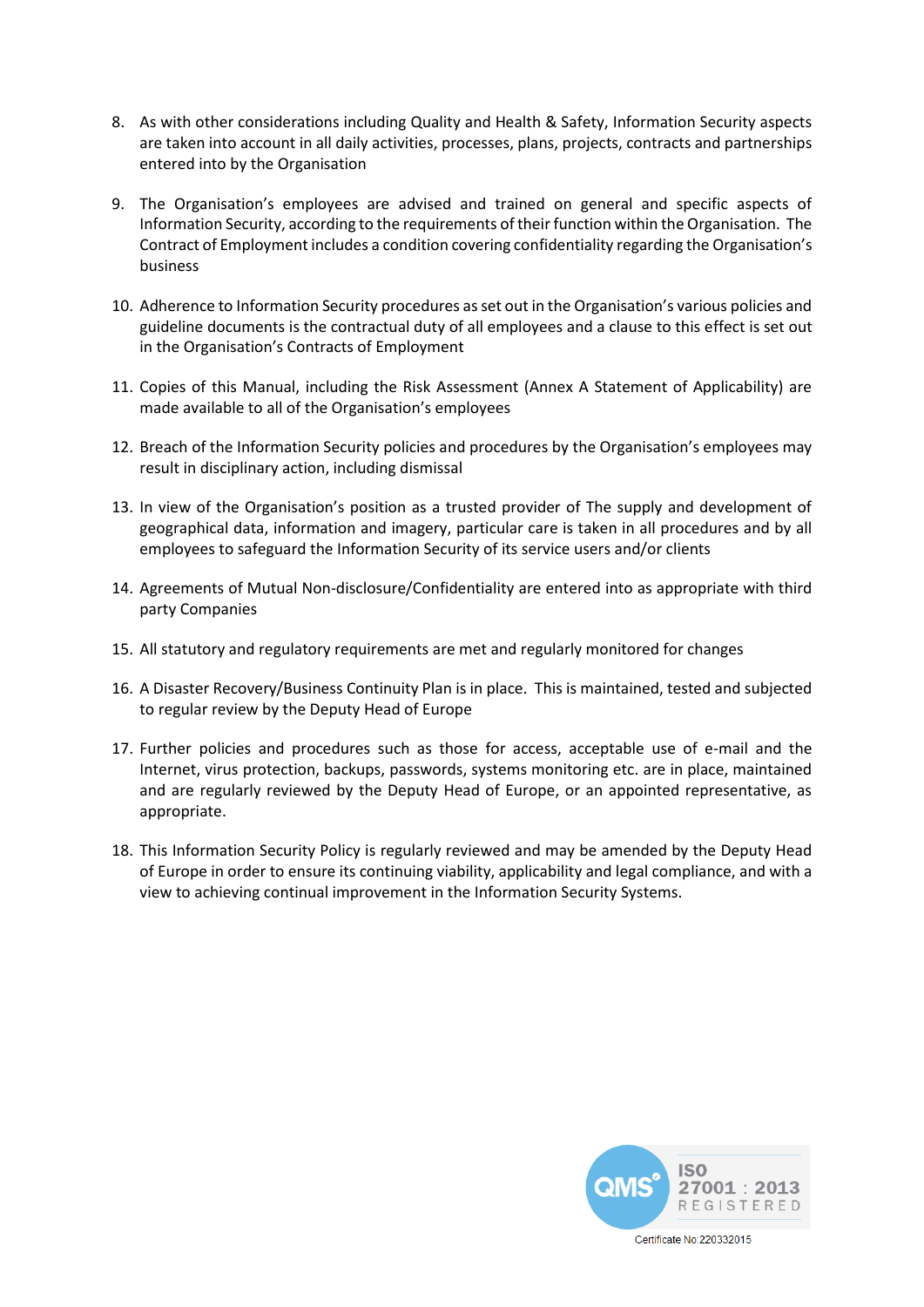8. As with other considerations including Quality and Health & Safety, Information Security aspects are taken into account in all daily activities, processes, plans, projects, contracts and partnerships entered into by the Organisation

9. The Organisation's employees are advised and trained on general and specific aspects of Information Security, according to the requirements of their function within the Organisation. The Contract of Employment includes a condition covering confidentiality regarding the Organisation's business

10. Adherence to Information Security procedures as set out in the Organisation's various policies and guideline documents is the contractual duty of all employees and a clause to this effect is set out in the Organisation's Contracts of Employment

11. Copies of this Manual, including the Risk Assessment (Annex A Statement of Applicability) are made available to all of the Organisation's employees

12. Breach of the Information Security policies and procedures by the Organisation's employees may result in disciplinary action, including dismissal

13. In view of the Organisation's position as a trusted provider of The supply and development of geographical data, information and imagery, particular care is taken in all procedures and by all employees to safeguard the Information Security of its service users and/or clients

14. Agreements of Mutual Non-disclosure/Confidentiality are entered into as appropriate with third party Companies

15. All statutory and regulatory requirements are met and regularly monitored for changes

16. A Disaster Recovery/Business Continuity Plan is in place. This is maintained, tested and subjected to regular review by the Deputy Head of Europe

17. Further policies and procedures such as those for access, acceptable use of e-mail and the Internet, virus protection, backups, passwords, systems monitoring etc. are in place, maintained and are regularly reviewed by the Deputy Head of Europe, or an appointed representative, as appropriate.

18. This Information Security Policy is regularly reviewed and may be amended by the Deputy Head of Europe in order to ensure its continuing viability, applicability and legal compliance, and with a view to achieving continual improvement in the Information Security Systems.

QMS ISO 27001 : 2013 REGISTERED

Certificate No:220332015